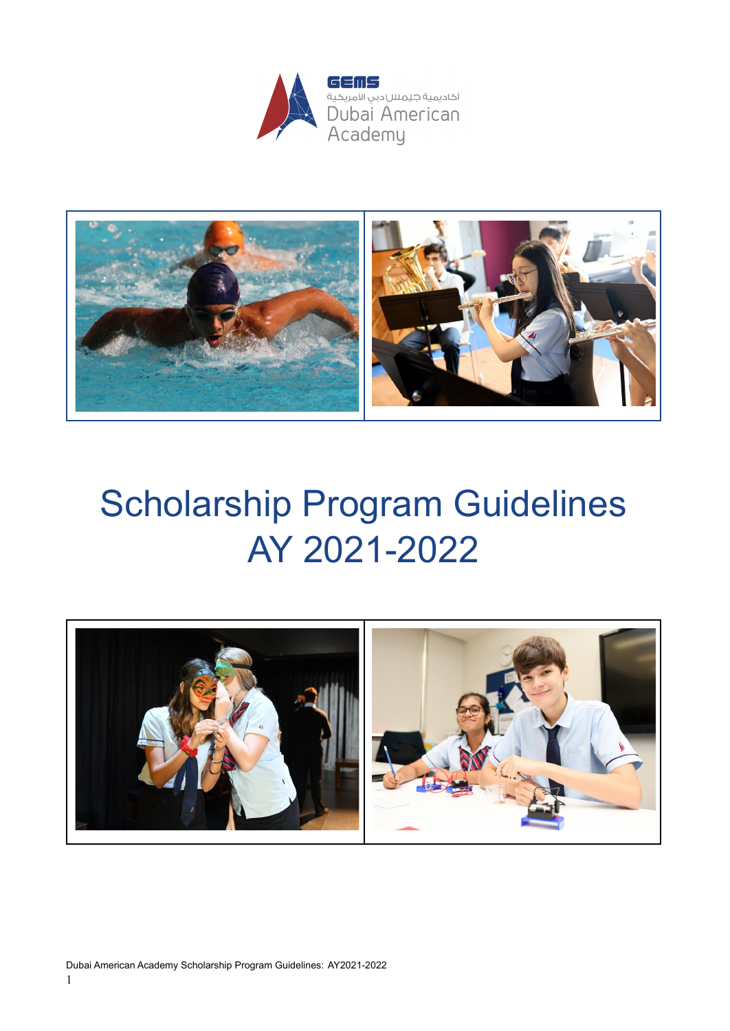GEMS

أكاديمية جيمس دبي الأمريكية

Dubai American Academy

# Scholarship Program Guidelines AY 2021-2022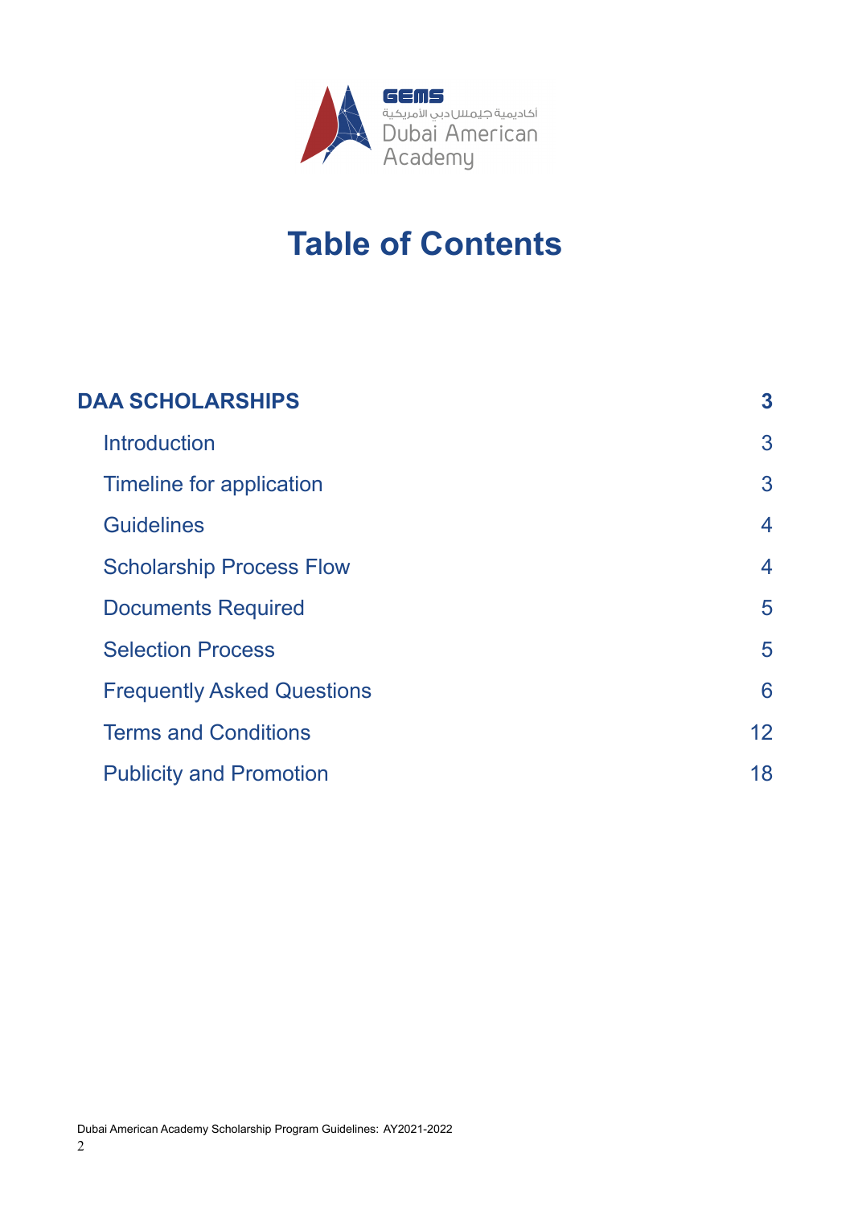# Table of Contents

| | |
|---|---|
| **DAA SCHOLARSHIPS** | **3** |
| Introduction | 3 |
| Timeline for application | 3 |
| Guidelines | 4 |
| Scholarship Process Flow | 4 |
| Documents Required | 5 |
| Selection Process | 5 |
| Frequently Asked Questions | 6 |
| Terms and Conditions | 12 |
| Publicity and Promotion | 18 |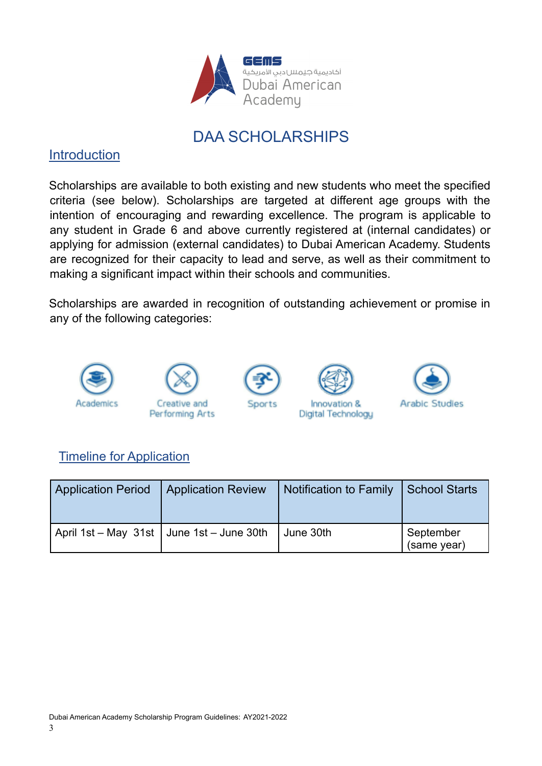# DAA SCHOLARSHIPS

## Introduction

Scholarships are available to both existing and new students who meet the specified criteria (see below). Scholarships are targeted at different age groups with the intention of encouraging and rewarding excellence. The program is applicable to any student in Grade 6 and above currently registered at (internal candidates) or applying for admission (external candidates) to Dubai American Academy. Students are recognized for their capacity to lead and serve, as well as their commitment to making a significant impact within their schools and communities.

Scholarships are awarded in recognition of outstanding achievement or promise in any of the following categories:

- Academics
- Creative and Performing Arts
- Sports
- Innovation & Digital Technology
- Arabic Studies

## Timeline for Application

| Application Period | Application Review | Notification to Family | School Starts |
| --- | --- | --- | --- |
| April 1st – May 31st | June 1st – June 30th | June 30th | September (same year) |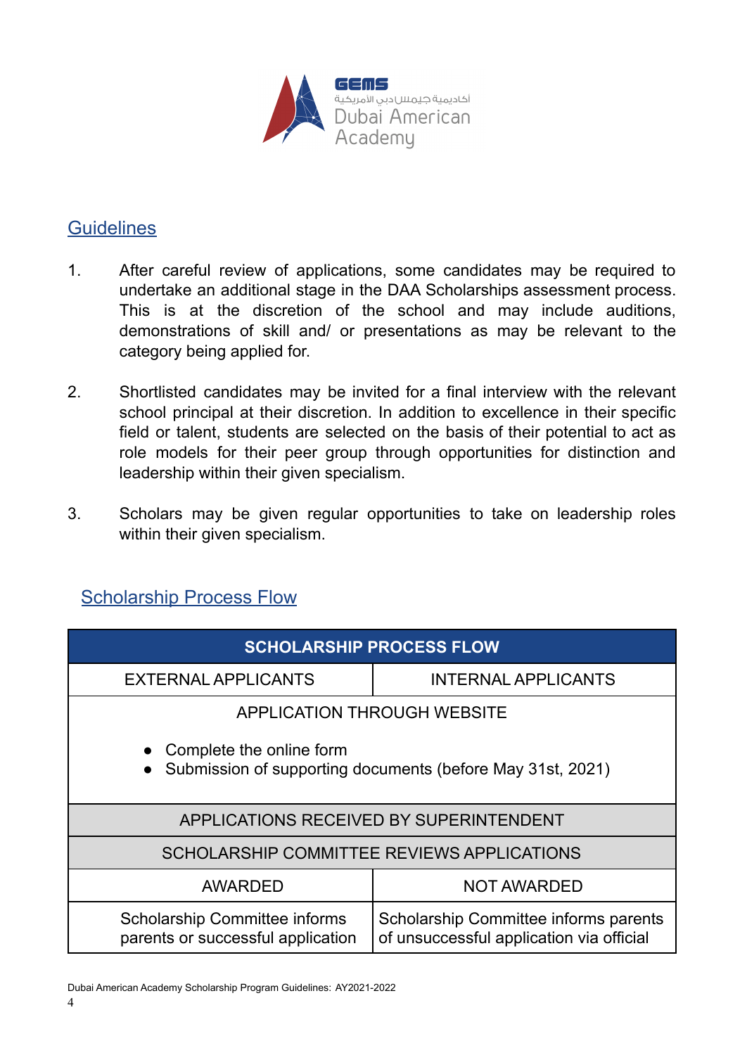## Guidelines

1. After careful review of applications, some candidates may be required to undertake an additional stage in the DAA Scholarships assessment process. This is at the discretion of the school and may include auditions, demonstrations of skill and/ or presentations as may be relevant to the category being applied for.

2. Shortlisted candidates may be invited for a final interview with the relevant school principal at their discretion. In addition to excellence in their specific field or talent, students are selected on the basis of their potential to act as role models for their peer group through opportunities for distinction and leadership within their given specialism.

3. Scholars may be given regular opportunities to take on leadership roles within their given specialism.

## Scholarship Process Flow

| SCHOLARSHIP PROCESS FLOW | |
|---|---|
| EXTERNAL APPLICANTS | INTERNAL APPLICANTS |
| APPLICATION THROUGH WEBSITE<br>• Complete the online form<br>• Submission of supporting documents (before May 31st, 2021) | |
| APPLICATIONS RECEIVED BY SUPERINTENDENT | |
| SCHOLARSHIP COMMITTEE REVIEWS APPLICATIONS | |
| AWARDED | NOT AWARDED |
| Scholarship Committee informs parents or successful application | Scholarship Committee informs parents of unsuccessful application via official |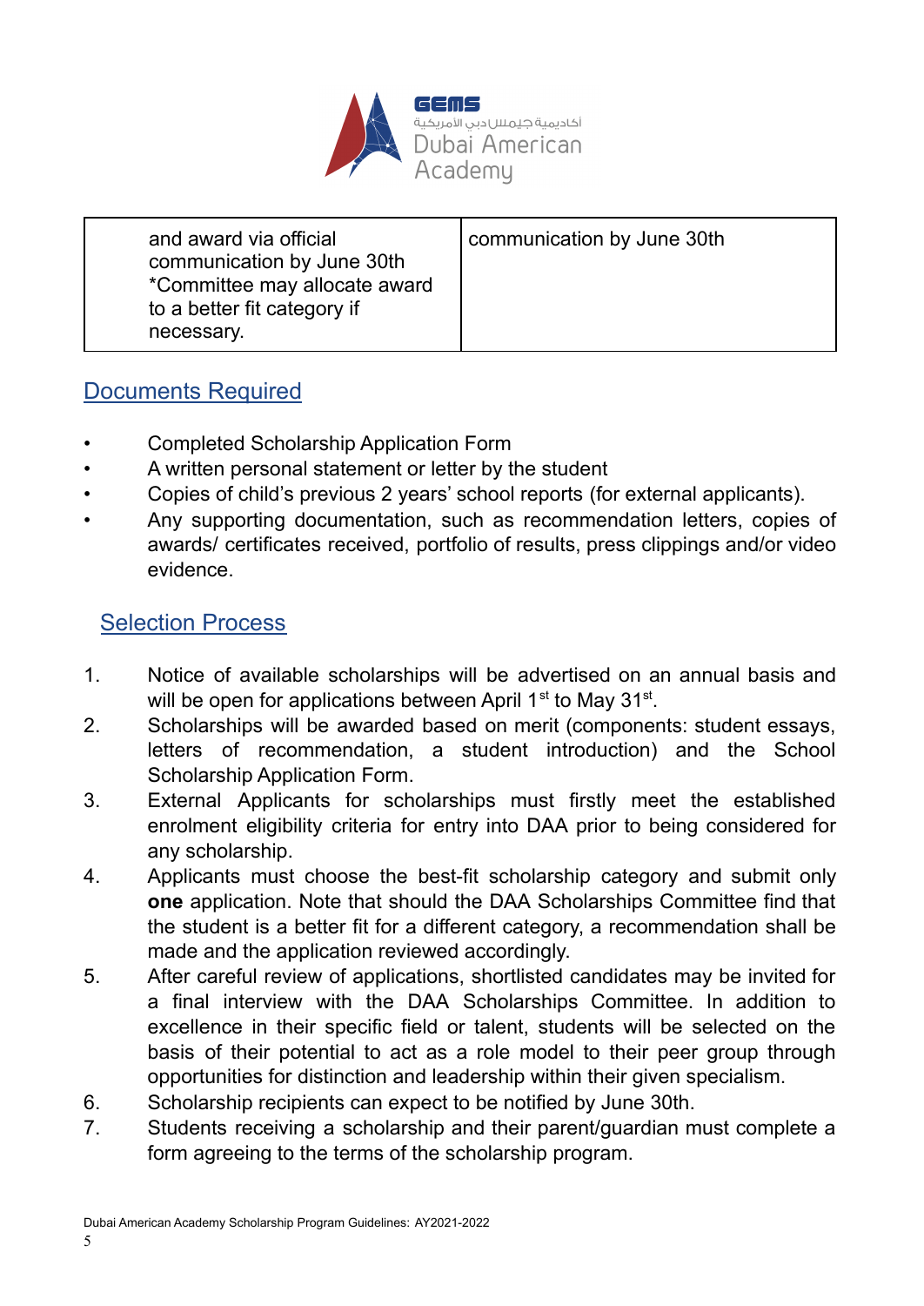| and award via official communication by June 30th *Committee may allocate award to a better fit category if necessary. | communication by June 30th |
| --- | --- |

## Documents Required

- Completed Scholarship Application Form
- A written personal statement or letter by the student
- Copies of child's previous 2 years' school reports (for external applicants).
- Any supporting documentation, such as recommendation letters, copies of awards/ certificates received, portfolio of results, press clippings and/or video evidence.

## Selection Process

1. Notice of available scholarships will be advertised on an annual basis and will be open for applications between April 1st to May 31st.
2. Scholarships will be awarded based on merit (components: student essays, letters of recommendation, a student introduction) and the School Scholarship Application Form.
3. External Applicants for scholarships must firstly meet the established enrolment eligibility criteria for entry into DAA prior to being considered for any scholarship.
4. Applicants must choose the best-fit scholarship category and submit only **one** application. Note that should the DAA Scholarships Committee find that the student is a better fit for a different category, a recommendation shall be made and the application reviewed accordingly.
5. After careful review of applications, shortlisted candidates may be invited for a final interview with the DAA Scholarships Committee. In addition to excellence in their specific field or talent, students will be selected on the basis of their potential to act as a role model to their peer group through opportunities for distinction and leadership within their given specialism.
6. Scholarship recipients can expect to be notified by June 30th.
7. Students receiving a scholarship and their parent/guardian must complete a form agreeing to the terms of the scholarship program.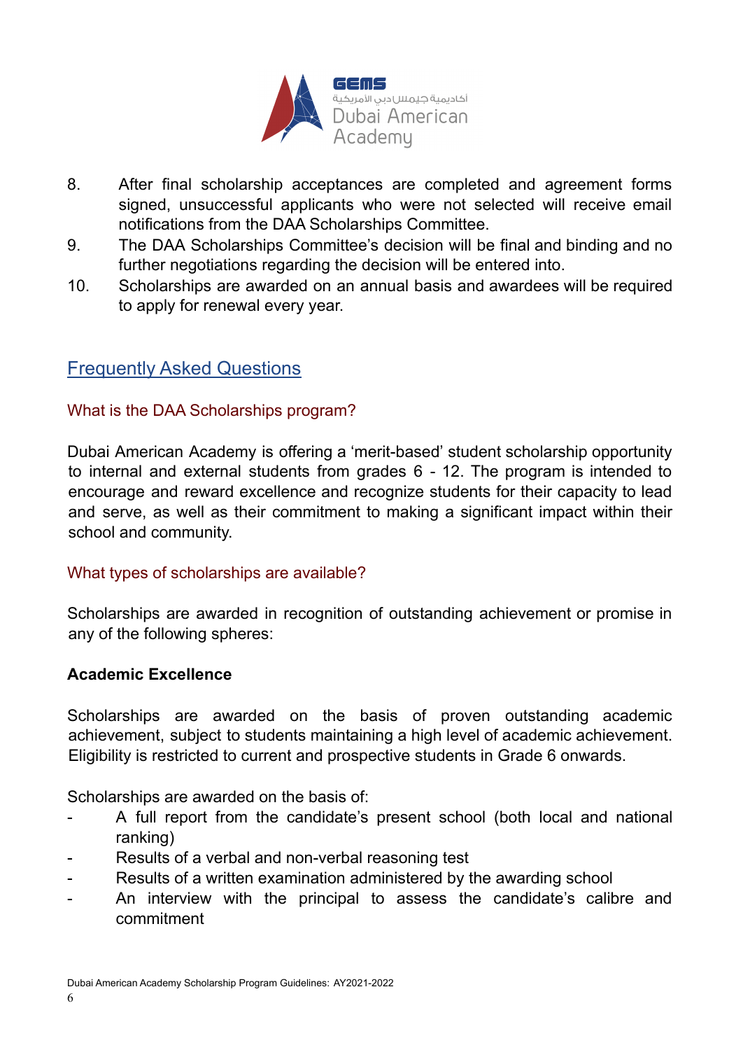8. After final scholarship acceptances are completed and agreement forms signed, unsuccessful applicants who were not selected will receive email notifications from the DAA Scholarships Committee.
9. The DAA Scholarships Committee's decision will be final and binding and no further negotiations regarding the decision will be entered into.
10. Scholarships are awarded on an annual basis and awardees will be required to apply for renewal every year.

## Frequently Asked Questions

### What is the DAA Scholarships program?

Dubai American Academy is offering a 'merit-based' student scholarship opportunity to internal and external students from grades 6 - 12. The program is intended to encourage and reward excellence and recognize students for their capacity to lead and serve, as well as their commitment to making a significant impact within their school and community.

### What types of scholarships are available?

Scholarships are awarded in recognition of outstanding achievement or promise in any of the following spheres:

**Academic Excellence**

Scholarships are awarded on the basis of proven outstanding academic achievement, subject to students maintaining a high level of academic achievement. Eligibility is restricted to current and prospective students in Grade 6 onwards.

Scholarships are awarded on the basis of:

- A full report from the candidate's present school (both local and national ranking)
- Results of a verbal and non-verbal reasoning test
- Results of a written examination administered by the awarding school
- An interview with the principal to assess the candidate's calibre and commitment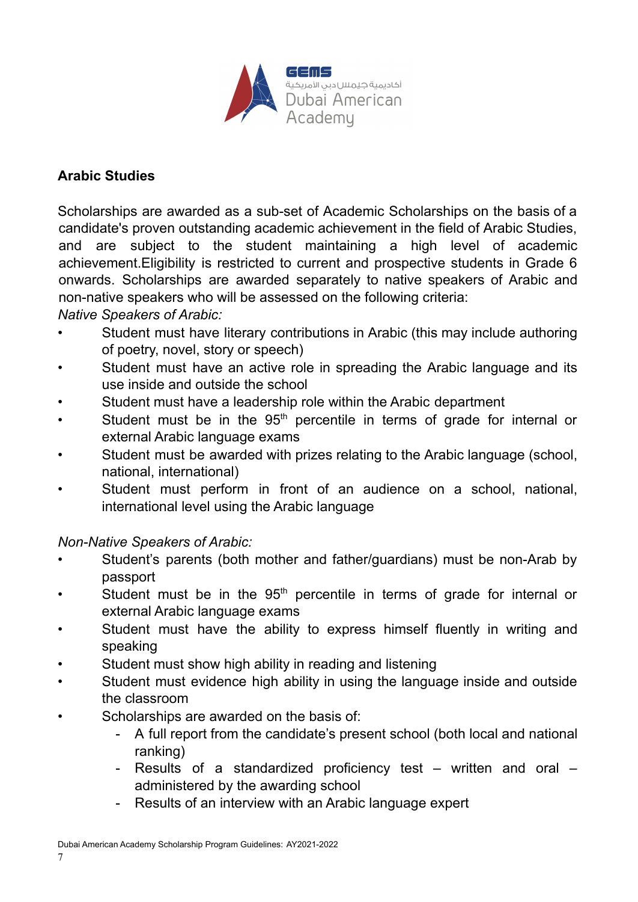## Arabic Studies

Scholarships are awarded as a sub-set of Academic Scholarships on the basis of a candidate's proven outstanding academic achievement in the field of Arabic Studies, and are subject to the student maintaining a high level of academic achievement.Eligibility is restricted to current and prospective students in Grade 6 onwards. Scholarships are awarded separately to native speakers of Arabic and non-native speakers who will be assessed on the following criteria:

*Native Speakers of Arabic:*

- Student must have literary contributions in Arabic (this may include authoring of poetry, novel, story or speech)
- Student must have an active role in spreading the Arabic language and its use inside and outside the school
- Student must have a leadership role within the Arabic department
- Student must be in the 95th percentile in terms of grade for internal or external Arabic language exams
- Student must be awarded with prizes relating to the Arabic language (school, national, international)
- Student must perform in front of an audience on a school, national, international level using the Arabic language

*Non-Native Speakers of Arabic:*

- Student's parents (both mother and father/guardians) must be non-Arab by passport
- Student must be in the 95th percentile in terms of grade for internal or external Arabic language exams
- Student must have the ability to express himself fluently in writing and speaking
- Student must show high ability in reading and listening
- Student must evidence high ability in using the language inside and outside the classroom
- Scholarships are awarded on the basis of:
  - A full report from the candidate's present school (both local and national ranking)
  - Results of a standardized proficiency test – written and oral – administered by the awarding school
  - Results of an interview with an Arabic language expert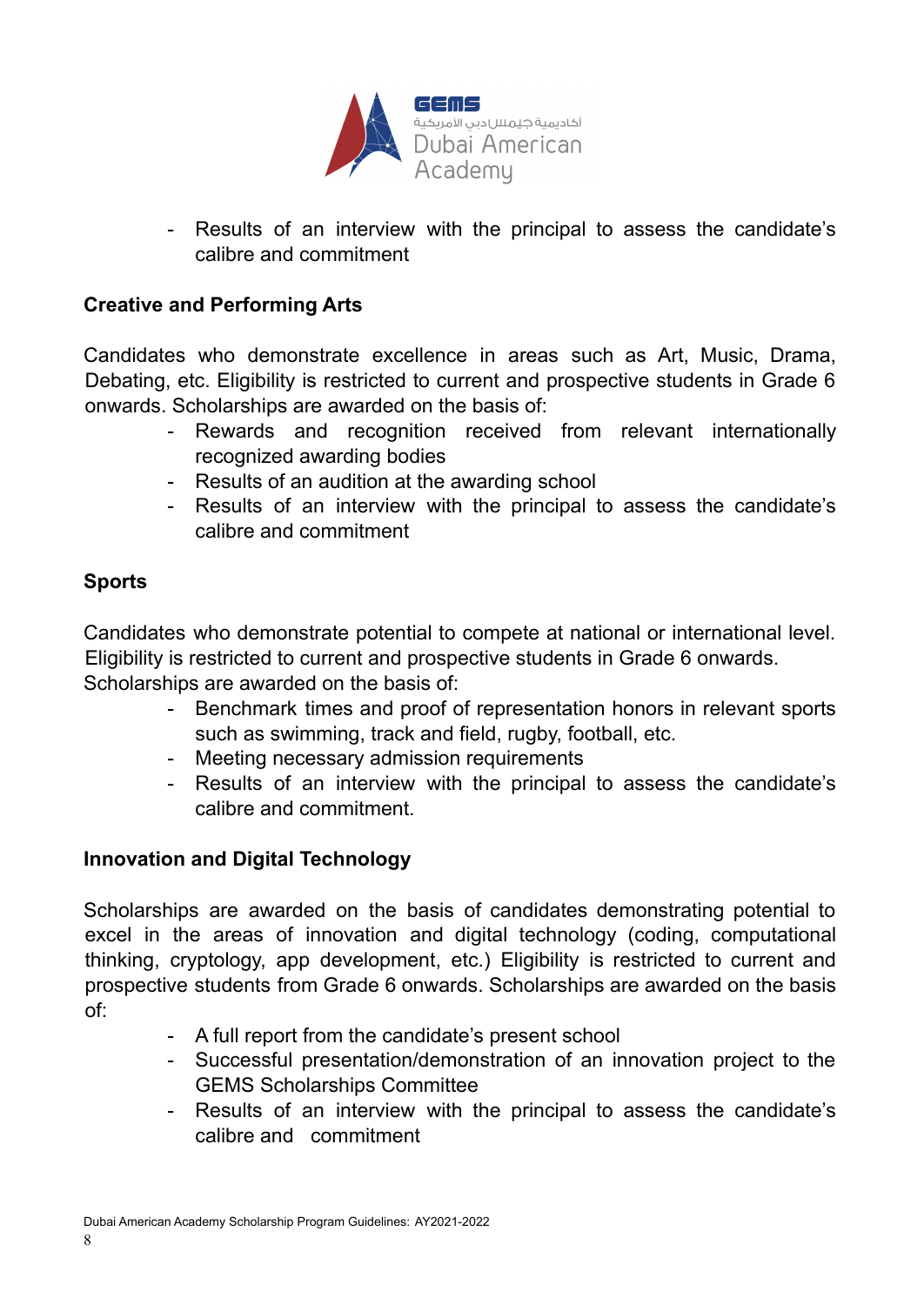- Results of an interview with the principal to assess the candidate's calibre and commitment

**Creative and Performing Arts**

Candidates who demonstrate excellence in areas such as Art, Music, Drama, Debating, etc. Eligibility is restricted to current and prospective students in Grade 6 onwards. Scholarships are awarded on the basis of:

- Rewards and recognition received from relevant internationally recognized awarding bodies
- Results of an audition at the awarding school
- Results of an interview with the principal to assess the candidate's calibre and commitment

**Sports**

Candidates who demonstrate potential to compete at national or international level. Eligibility is restricted to current and prospective students in Grade 6 onwards. Scholarships are awarded on the basis of:

- Benchmark times and proof of representation honors in relevant sports such as swimming, track and field, rugby, football, etc.
- Meeting necessary admission requirements
- Results of an interview with the principal to assess the candidate's calibre and commitment.

**Innovation and Digital Technology**

Scholarships are awarded on the basis of candidates demonstrating potential to excel in the areas of innovation and digital technology (coding, computational thinking, cryptology, app development, etc.) Eligibility is restricted to current and prospective students from Grade 6 onwards. Scholarships are awarded on the basis of:

- A full report from the candidate's present school
- Successful presentation/demonstration of an innovation project to the GEMS Scholarships Committee
- Results of an interview with the principal to assess the candidate's calibre and commitment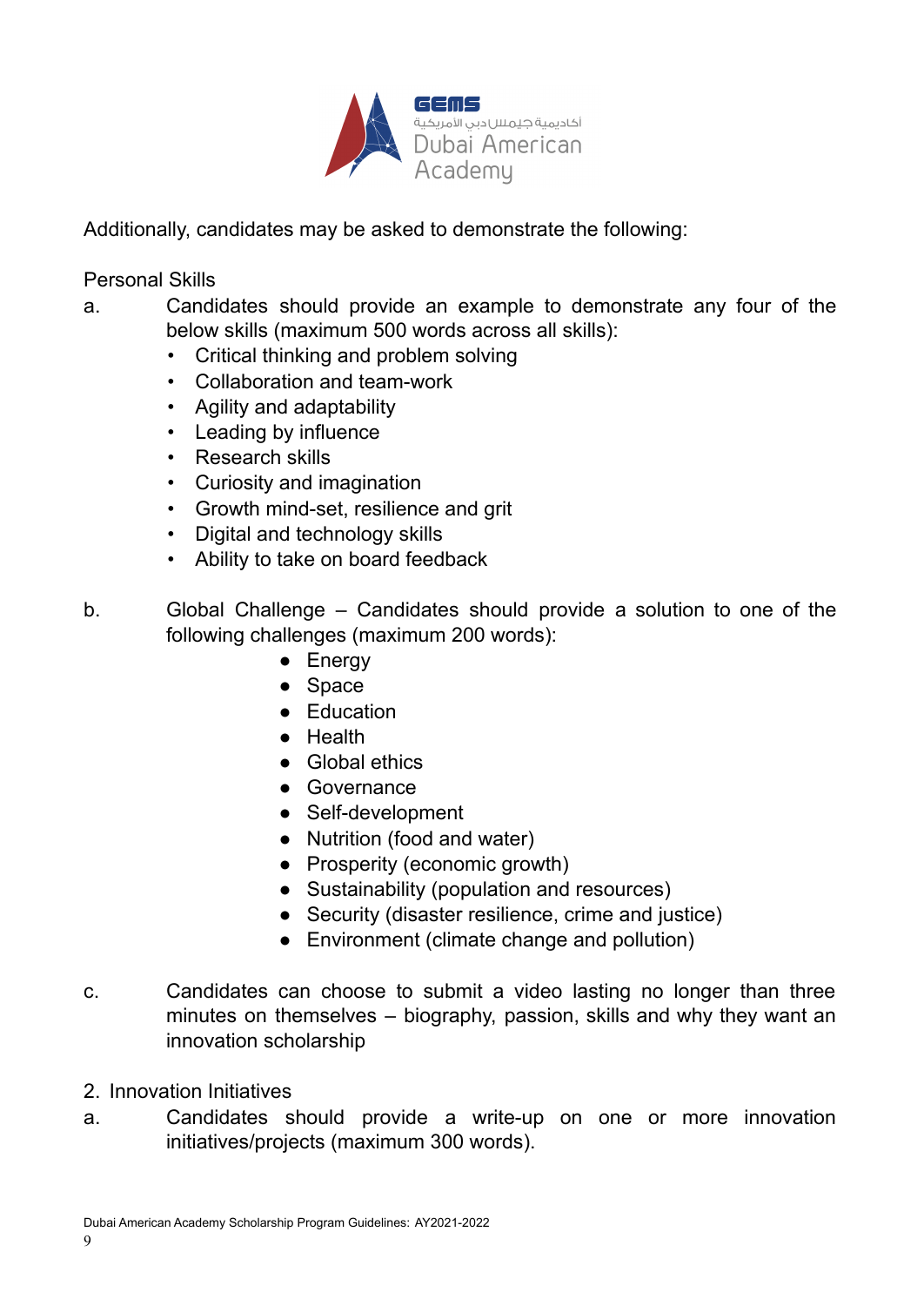Additionally, candidates may be asked to demonstrate the following:

Personal Skills

a. Candidates should provide an example to demonstrate any four of the below skills (maximum 500 words across all skills):

- Critical thinking and problem solving
- Collaboration and team-work
- Agility and adaptability
- Leading by influence
- Research skills
- Curiosity and imagination
- Growth mind-set, resilience and grit
- Digital and technology skills
- Ability to take on board feedback

b. Global Challenge – Candidates should provide a solution to one of the following challenges (maximum 200 words):

- Energy
- Space
- Education
- Health
- Global ethics
- Governance
- Self-development
- Nutrition (food and water)
- Prosperity (economic growth)
- Sustainability (population and resources)
- Security (disaster resilience, crime and justice)
- Environment (climate change and pollution)

c. Candidates can choose to submit a video lasting no longer than three minutes on themselves – biography, passion, skills and why they want an innovation scholarship

2. Innovation Initiatives

a. Candidates should provide a write-up on one or more innovation initiatives/projects (maximum 300 words).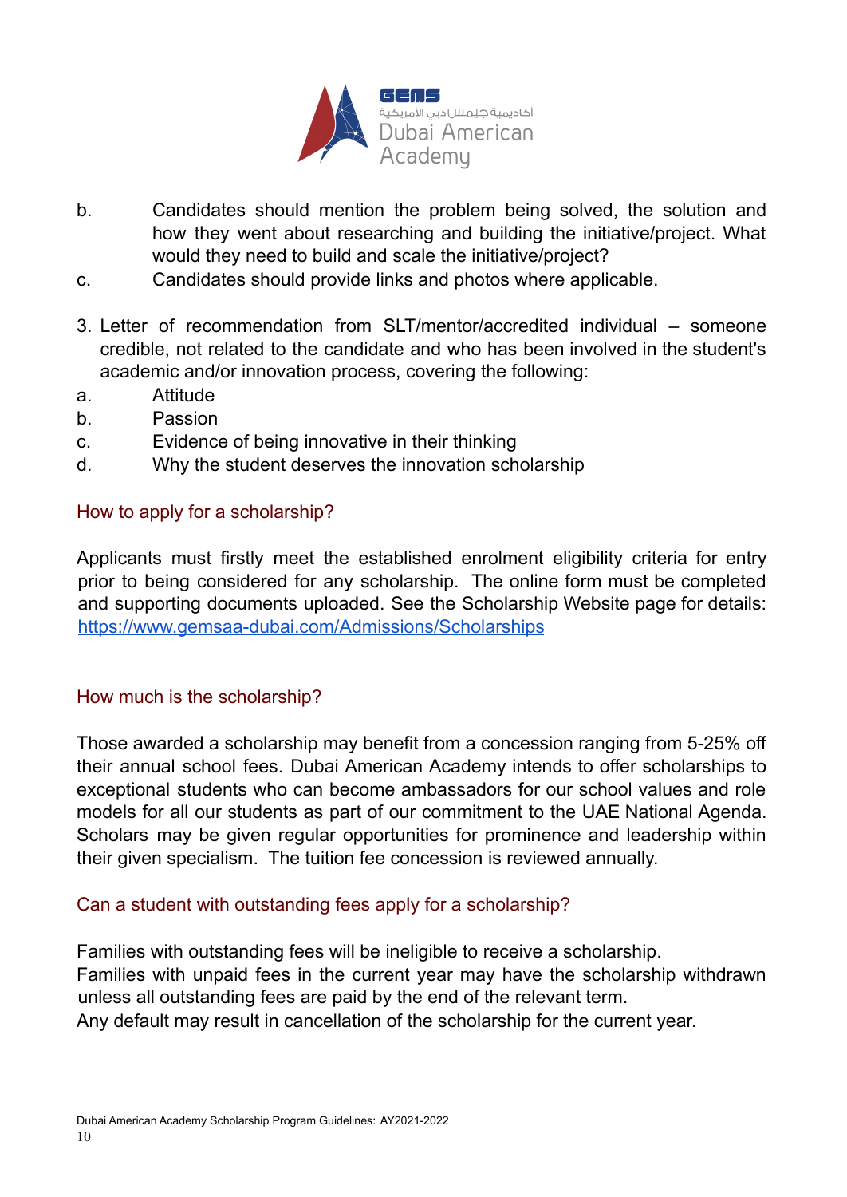b. Candidates should mention the problem being solved, the solution and how they went about researching and building the initiative/project. What would they need to build and scale the initiative/project?

c. Candidates should provide links and photos where applicable.

3. Letter of recommendation from SLT/mentor/accredited individual – someone credible, not related to the candidate and who has been involved in the student's academic and/or innovation process, covering the following:

a. Attitude

b. Passion

c. Evidence of being innovative in their thinking

d. Why the student deserves the innovation scholarship

### How to apply for a scholarship?

Applicants must firstly meet the established enrolment eligibility criteria for entry prior to being considered for any scholarship. The online form must be completed and supporting documents uploaded. See the Scholarship Website page for details: [https://www.gemsaa-dubai.com/Admissions/Scholarships](https://www.gemsaa-dubai.com/Admissions/Scholarships)

### How much is the scholarship?

Those awarded a scholarship may benefit from a concession ranging from 5-25% off their annual school fees. Dubai American Academy intends to offer scholarships to exceptional students who can become ambassadors for our school values and role models for all our students as part of our commitment to the UAE National Agenda. Scholars may be given regular opportunities for prominence and leadership within their given specialism. The tuition fee concession is reviewed annually.

### Can a student with outstanding fees apply for a scholarship?

Families with outstanding fees will be ineligible to receive a scholarship.
Families with unpaid fees in the current year may have the scholarship withdrawn unless all outstanding fees are paid by the end of the relevant term.
Any default may result in cancellation of the scholarship for the current year.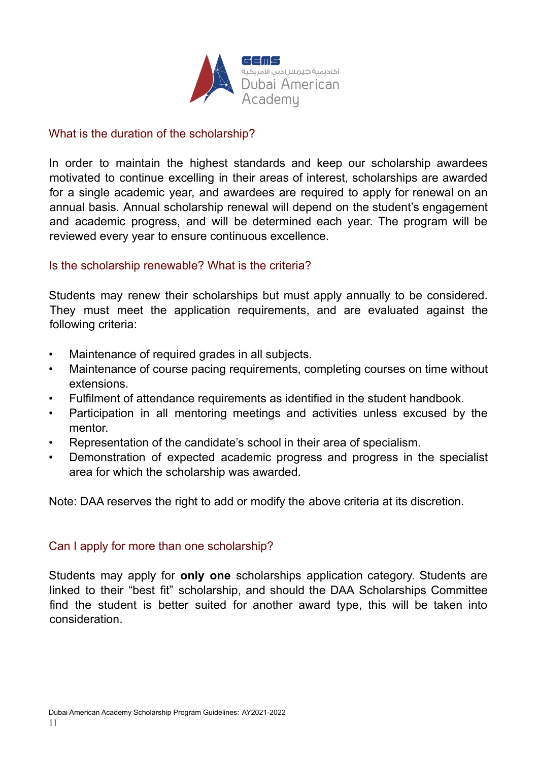## What is the duration of the scholarship?

In order to maintain the highest standards and keep our scholarship awardees motivated to continue excelling in their areas of interest, scholarships are awarded for a single academic year, and awardees are required to apply for renewal on an annual basis. Annual scholarship renewal will depend on the student's engagement and academic progress, and will be determined each year. The program will be reviewed every year to ensure continuous excellence.

## Is the scholarship renewable? What is the criteria?

Students may renew their scholarships but must apply annually to be considered. They must meet the application requirements, and are evaluated against the following criteria:

- Maintenance of required grades in all subjects.
- Maintenance of course pacing requirements, completing courses on time without extensions.
- Fulfilment of attendance requirements as identified in the student handbook.
- Participation in all mentoring meetings and activities unless excused by the mentor.
- Representation of the candidate's school in their area of specialism.
- Demonstration of expected academic progress and progress in the specialist area for which the scholarship was awarded.

Note: DAA reserves the right to add or modify the above criteria at its discretion.

## Can I apply for more than one scholarship?

Students may apply for **only one** scholarships application category. Students are linked to their "best fit" scholarship, and should the DAA Scholarships Committee find the student is better suited for another award type, this will be taken into consideration.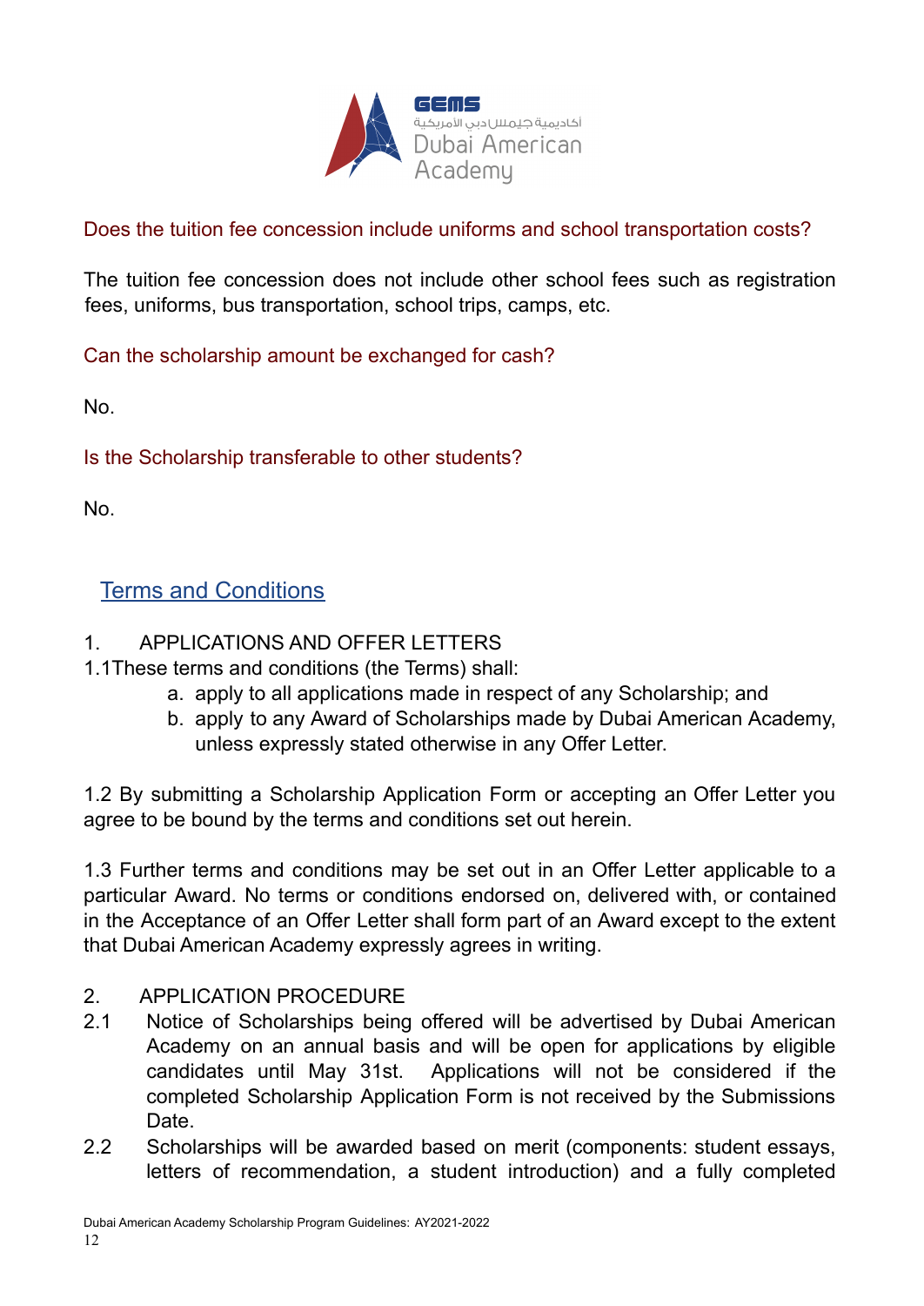Does the tuition fee concession include uniforms and school transportation costs?

The tuition fee concession does not include other school fees such as registration fees, uniforms, bus transportation, school trips, camps, etc.

Can the scholarship amount be exchanged for cash?

No.

Is the Scholarship transferable to other students?

No.

## Terms and Conditions

1. APPLICATIONS AND OFFER LETTERS

1.1 These terms and conditions (the Terms) shall:

a. apply to all applications made in respect of any Scholarship; and
b. apply to any Award of Scholarships made by Dubai American Academy, unless expressly stated otherwise in any Offer Letter.

1.2 By submitting a Scholarship Application Form or accepting an Offer Letter you agree to be bound by the terms and conditions set out herein.

1.3 Further terms and conditions may be set out in an Offer Letter applicable to a particular Award. No terms or conditions endorsed on, delivered with, or contained in the Acceptance of an Offer Letter shall form part of an Award except to the extent that Dubai American Academy expressly agrees in writing.

2. APPLICATION PROCEDURE

2.1 Notice of Scholarships being offered will be advertised by Dubai American Academy on an annual basis and will be open for applications by eligible candidates until May 31st. Applications will not be considered if the completed Scholarship Application Form is not received by the Submissions Date.

2.2 Scholarships will be awarded based on merit (components: student essays, letters of recommendation, a student introduction) and a fully completed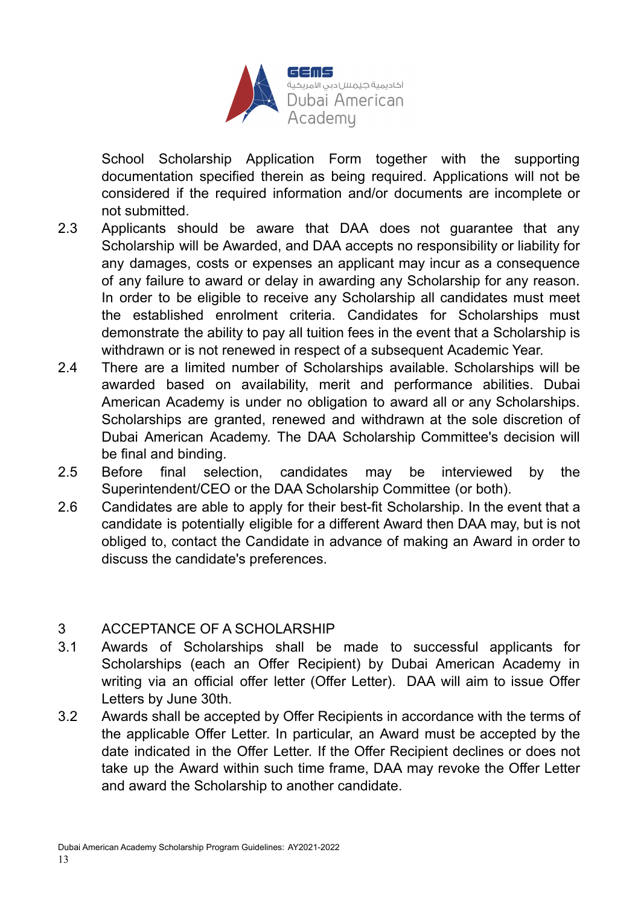School Scholarship Application Form together with the supporting documentation specified therein as being required. Applications will not be considered if the required information and/or documents are incomplete or not submitted.

2.3 Applicants should be aware that DAA does not guarantee that any Scholarship will be Awarded, and DAA accepts no responsibility or liability for any damages, costs or expenses an applicant may incur as a consequence of any failure to award or delay in awarding any Scholarship for any reason. In order to be eligible to receive any Scholarship all candidates must meet the established enrolment criteria. Candidates for Scholarships must demonstrate the ability to pay all tuition fees in the event that a Scholarship is withdrawn or is not renewed in respect of a subsequent Academic Year.

2.4 There are a limited number of Scholarships available. Scholarships will be awarded based on availability, merit and performance abilities. Dubai American Academy is under no obligation to award all or any Scholarships. Scholarships are granted, renewed and withdrawn at the sole discretion of Dubai American Academy. The DAA Scholarship Committee's decision will be final and binding.

2.5 Before final selection, candidates may be interviewed by the Superintendent/CEO or the DAA Scholarship Committee (or both).

2.6 Candidates are able to apply for their best-fit Scholarship. In the event that a candidate is potentially eligible for a different Award then DAA may, but is not obliged to, contact the Candidate in advance of making an Award in order to discuss the candidate's preferences.

## 3 ACCEPTANCE OF A SCHOLARSHIP

3.1 Awards of Scholarships shall be made to successful applicants for Scholarships (each an Offer Recipient) by Dubai American Academy in writing via an official offer letter (Offer Letter). DAA will aim to issue Offer Letters by June 30th.

3.2 Awards shall be accepted by Offer Recipients in accordance with the terms of the applicable Offer Letter. In particular, an Award must be accepted by the date indicated in the Offer Letter. If the Offer Recipient declines or does not take up the Award within such time frame, DAA may revoke the Offer Letter and award the Scholarship to another candidate.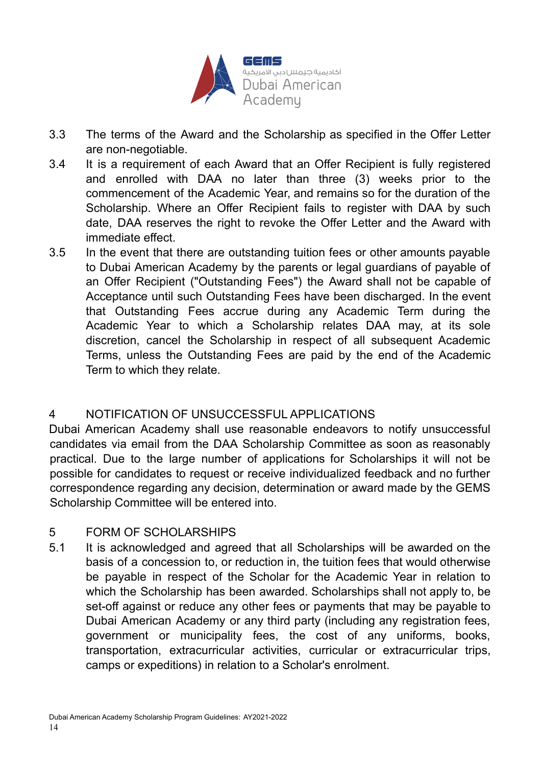3.3 The terms of the Award and the Scholarship as specified in the Offer Letter are non-negotiable.

3.4 It is a requirement of each Award that an Offer Recipient is fully registered and enrolled with DAA no later than three (3) weeks prior to the commencement of the Academic Year, and remains so for the duration of the Scholarship. Where an Offer Recipient fails to register with DAA by such date, DAA reserves the right to revoke the Offer Letter and the Award with immediate effect.

3.5 In the event that there are outstanding tuition fees or other amounts payable to Dubai American Academy by the parents or legal guardians of payable of an Offer Recipient ("Outstanding Fees") the Award shall not be capable of Acceptance until such Outstanding Fees have been discharged. In the event that Outstanding Fees accrue during any Academic Term during the Academic Year to which a Scholarship relates DAA may, at its sole discretion, cancel the Scholarship in respect of all subsequent Academic Terms, unless the Outstanding Fees are paid by the end of the Academic Term to which they relate.

## 4 NOTIFICATION OF UNSUCCESSFUL APPLICATIONS

Dubai American Academy shall use reasonable endeavors to notify unsuccessful candidates via email from the DAA Scholarship Committee as soon as reasonably practical. Due to the large number of applications for Scholarships it will not be possible for candidates to request or receive individualized feedback and no further correspondence regarding any decision, determination or award made by the GEMS Scholarship Committee will be entered into.

## 5 FORM OF SCHOLARSHIPS

5.1 It is acknowledged and agreed that all Scholarships will be awarded on the basis of a concession to, or reduction in, the tuition fees that would otherwise be payable in respect of the Scholar for the Academic Year in relation to which the Scholarship has been awarded. Scholarships shall not apply to, be set-off against or reduce any other fees or payments that may be payable to Dubai American Academy or any third party (including any registration fees, government or municipality fees, the cost of any uniforms, books, transportation, extracurricular activities, curricular or extracurricular trips, camps or expeditions) in relation to a Scholar's enrolment.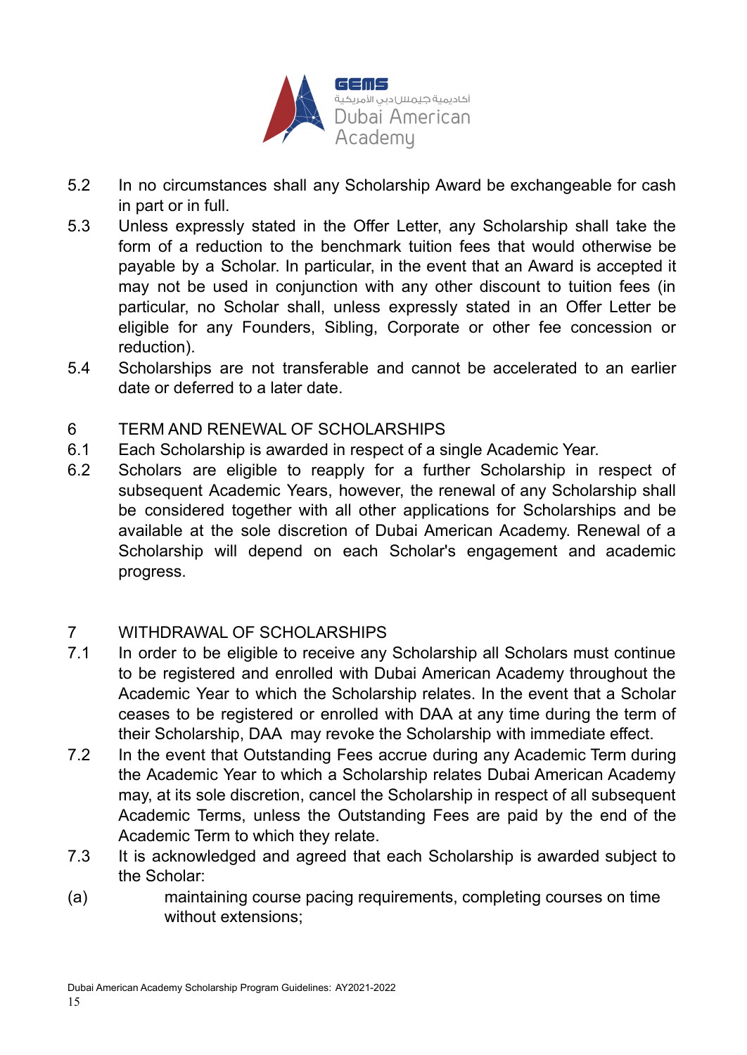5.2 In no circumstances shall any Scholarship Award be exchangeable for cash in part or in full.

5.3 Unless expressly stated in the Offer Letter, any Scholarship shall take the form of a reduction to the benchmark tuition fees that would otherwise be payable by a Scholar. In particular, in the event that an Award is accepted it may not be used in conjunction with any other discount to tuition fees (in particular, no Scholar shall, unless expressly stated in an Offer Letter be eligible for any Founders, Sibling, Corporate or other fee concession or reduction).

5.4 Scholarships are not transferable and cannot be accelerated to an earlier date or deferred to a later date.

## 6 TERM AND RENEWAL OF SCHOLARSHIPS

6.1 Each Scholarship is awarded in respect of a single Academic Year.

6.2 Scholars are eligible to reapply for a further Scholarship in respect of subsequent Academic Years, however, the renewal of any Scholarship shall be considered together with all other applications for Scholarships and be available at the sole discretion of Dubai American Academy. Renewal of a Scholarship will depend on each Scholar's engagement and academic progress.

## 7 WITHDRAWAL OF SCHOLARSHIPS

7.1 In order to be eligible to receive any Scholarship all Scholars must continue to be registered and enrolled with Dubai American Academy throughout the Academic Year to which the Scholarship relates. In the event that a Scholar ceases to be registered or enrolled with DAA at any time during the term of their Scholarship, DAA may revoke the Scholarship with immediate effect.

7.2 In the event that Outstanding Fees accrue during any Academic Term during the Academic Year to which a Scholarship relates Dubai American Academy may, at its sole discretion, cancel the Scholarship in respect of all subsequent Academic Terms, unless the Outstanding Fees are paid by the end of the Academic Term to which they relate.

7.3 It is acknowledged and agreed that each Scholarship is awarded subject to the Scholar:

(a) maintaining course pacing requirements, completing courses on time without extensions;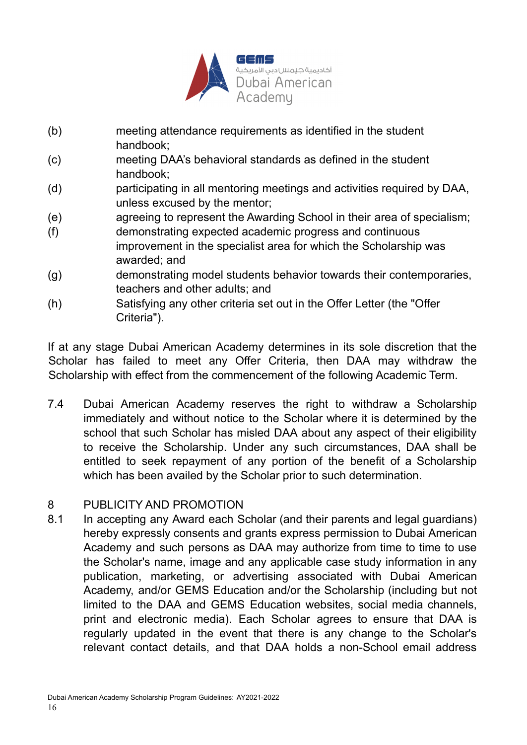(b) meeting attendance requirements as identified in the student handbook;

(c) meeting DAA's behavioral standards as defined in the student handbook;

(d) participating in all mentoring meetings and activities required by DAA, unless excused by the mentor;

(e) agreeing to represent the Awarding School in their area of specialism;

(f) demonstrating expected academic progress and continuous improvement in the specialist area for which the Scholarship was awarded; and

(g) demonstrating model students behavior towards their contemporaries, teachers and other adults; and

(h) Satisfying any other criteria set out in the Offer Letter (the "Offer Criteria").

If at any stage Dubai American Academy determines in its sole discretion that the Scholar has failed to meet any Offer Criteria, then DAA may withdraw the Scholarship with effect from the commencement of the following Academic Term.

7.4 Dubai American Academy reserves the right to withdraw a Scholarship immediately and without notice to the Scholar where it is determined by the school that such Scholar has misled DAA about any aspect of their eligibility to receive the Scholarship. Under any such circumstances, DAA shall be entitled to seek repayment of any portion of the benefit of a Scholarship which has been availed by the Scholar prior to such determination.

## 8 PUBLICITY AND PROMOTION

8.1 In accepting any Award each Scholar (and their parents and legal guardians) hereby expressly consents and grants express permission to Dubai American Academy and such persons as DAA may authorize from time to time to use the Scholar's name, image and any applicable case study information in any publication, marketing, or advertising associated with Dubai American Academy, and/or GEMS Education and/or the Scholarship (including but not limited to the DAA and GEMS Education websites, social media channels, print and electronic media). Each Scholar agrees to ensure that DAA is regularly updated in the event that there is any change to the Scholar's relevant contact details, and that DAA holds a non-School email address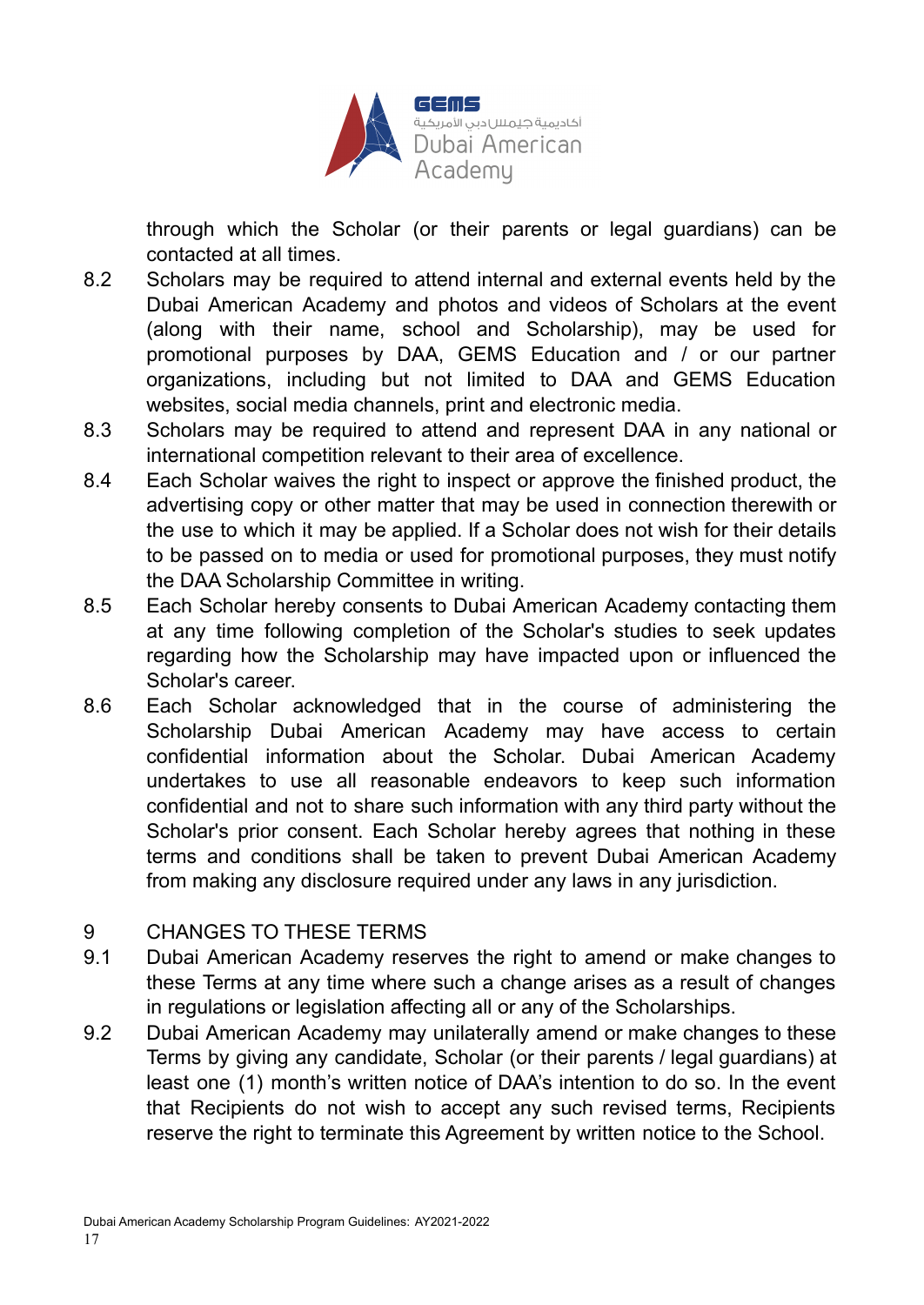through which the Scholar (or their parents or legal guardians) can be contacted at all times.

8.2 Scholars may be required to attend internal and external events held by the Dubai American Academy and photos and videos of Scholars at the event (along with their name, school and Scholarship), may be used for promotional purposes by DAA, GEMS Education and / or our partner organizations, including but not limited to DAA and GEMS Education websites, social media channels, print and electronic media.

8.3 Scholars may be required to attend and represent DAA in any national or international competition relevant to their area of excellence.

8.4 Each Scholar waives the right to inspect or approve the finished product, the advertising copy or other matter that may be used in connection therewith or the use to which it may be applied. If a Scholar does not wish for their details to be passed on to media or used for promotional purposes, they must notify the DAA Scholarship Committee in writing.

8.5 Each Scholar hereby consents to Dubai American Academy contacting them at any time following completion of the Scholar's studies to seek updates regarding how the Scholarship may have impacted upon or influenced the Scholar's career.

8.6 Each Scholar acknowledged that in the course of administering the Scholarship Dubai American Academy may have access to certain confidential information about the Scholar. Dubai American Academy undertakes to use all reasonable endeavors to keep such information confidential and not to share such information with any third party without the Scholar's prior consent. Each Scholar hereby agrees that nothing in these terms and conditions shall be taken to prevent Dubai American Academy from making any disclosure required under any laws in any jurisdiction.

## 9 CHANGES TO THESE TERMS

9.1 Dubai American Academy reserves the right to amend or make changes to these Terms at any time where such a change arises as a result of changes in regulations or legislation affecting all or any of the Scholarships.

9.2 Dubai American Academy may unilaterally amend or make changes to these Terms by giving any candidate, Scholar (or their parents / legal guardians) at least one (1) month's written notice of DAA's intention to do so. In the event that Recipients do not wish to accept any such revised terms, Recipients reserve the right to terminate this Agreement by written notice to the School.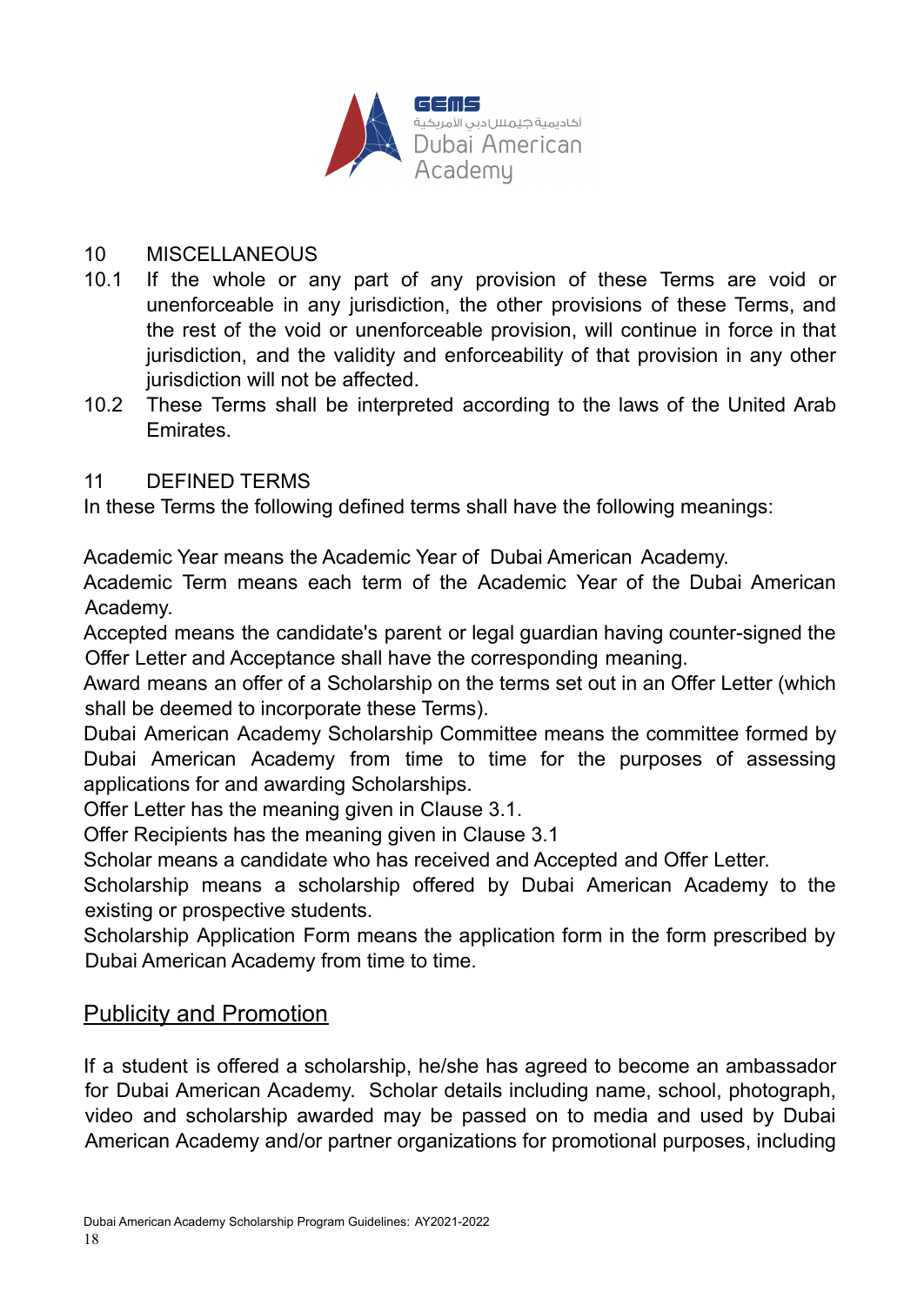10 MISCELLANEOUS

10.1 If the whole or any part of any provision of these Terms are void or unenforceable in any jurisdiction, the other provisions of these Terms, and the rest of the void or unenforceable provision, will continue in force in that jurisdiction, and the validity and enforceability of that provision in any other jurisdiction will not be affected.

10.2 These Terms shall be interpreted according to the laws of the United Arab Emirates.

11 DEFINED TERMS

In these Terms the following defined terms shall have the following meanings:

Academic Year means the Academic Year of Dubai American Academy.
Academic Term means each term of the Academic Year of the Dubai American Academy.
Accepted means the candidate's parent or legal guardian having counter-signed the Offer Letter and Acceptance shall have the corresponding meaning.
Award means an offer of a Scholarship on the terms set out in an Offer Letter (which shall be deemed to incorporate these Terms).
Dubai American Academy Scholarship Committee means the committee formed by Dubai American Academy from time to time for the purposes of assessing applications for and awarding Scholarships.
Offer Letter has the meaning given in Clause 3.1.
Offer Recipients has the meaning given in Clause 3.1
Scholar means a candidate who has received and Accepted and Offer Letter.
Scholarship means a scholarship offered by Dubai American Academy to the existing or prospective students.
Scholarship Application Form means the application form in the form prescribed by Dubai American Academy from time to time.

## Publicity and Promotion

If a student is offered a scholarship, he/she has agreed to become an ambassador for Dubai American Academy. Scholar details including name, school, photograph, video and scholarship awarded may be passed on to media and used by Dubai American Academy and/or partner organizations for promotional purposes, including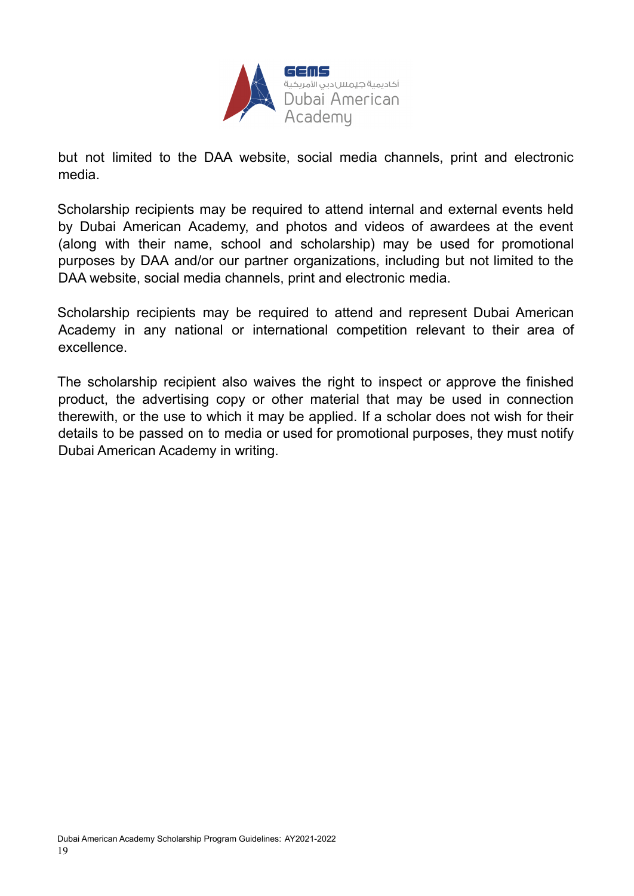but not limited to the DAA website, social media channels, print and electronic media.

Scholarship recipients may be required to attend internal and external events held by Dubai American Academy, and photos and videos of awardees at the event (along with their name, school and scholarship) may be used for promotional purposes by DAA and/or our partner organizations, including but not limited to the DAA website, social media channels, print and electronic media.

Scholarship recipients may be required to attend and represent Dubai American Academy in any national or international competition relevant to their area of excellence.

The scholarship recipient also waives the right to inspect or approve the finished product, the advertising copy or other material that may be used in connection therewith, or the use to which it may be applied. If a scholar does not wish for their details to be passed on to media or used for promotional purposes, they must notify Dubai American Academy in writing.